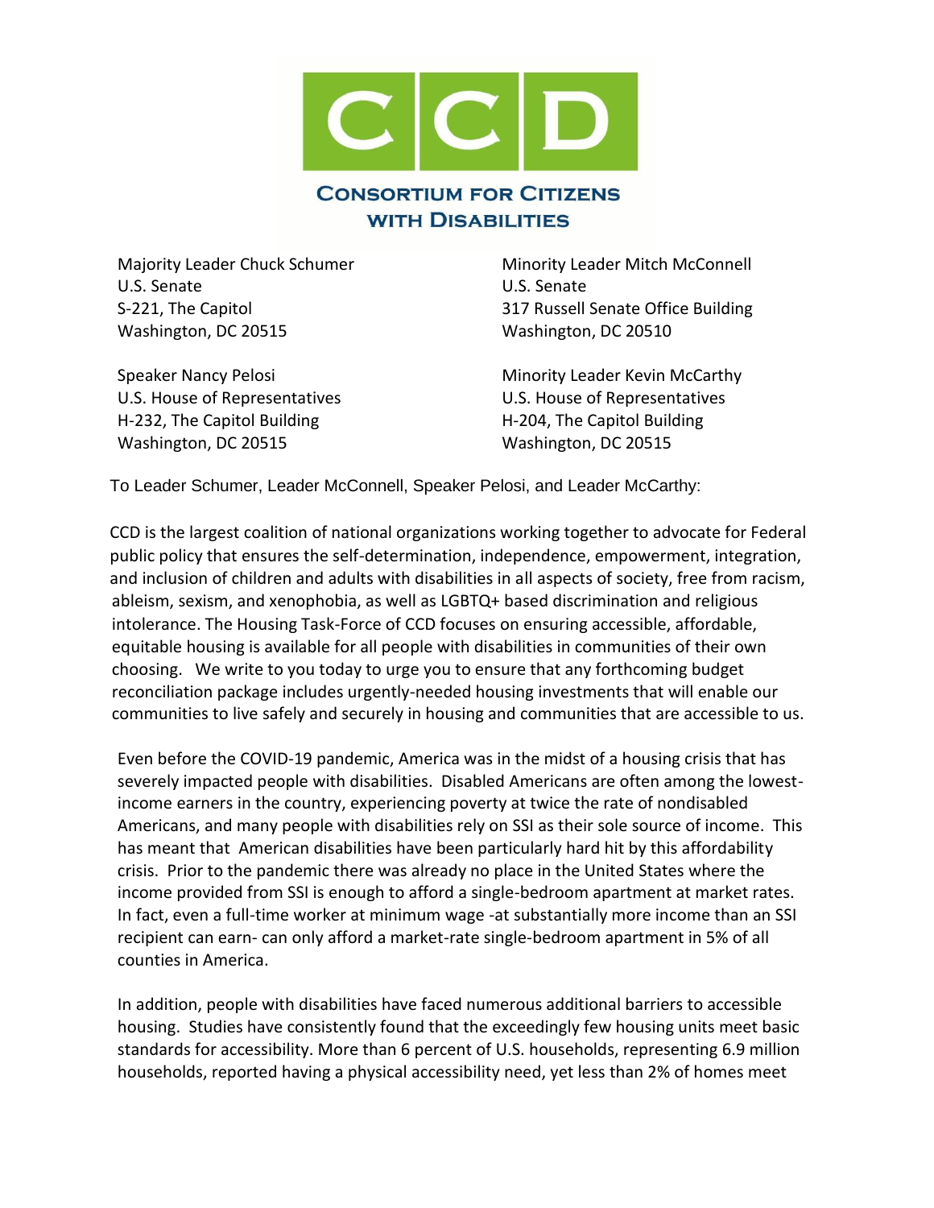**CONSORTIUM FOR CITIZENS WITH DISABILITIES**

Majority Leader Chuck Schumer
U.S. Senate
S-221, The Capitol
Washington, DC 20515

Minority Leader Mitch McConnell
U.S. Senate
317 Russell Senate Office Building
Washington, DC 20510

Speaker Nancy Pelosi
U.S. House of Representatives
H-232, The Capitol Building
Washington, DC 20515

Minority Leader Kevin McCarthy
U.S. House of Representatives
H-204, The Capitol Building
Washington, DC 20515

To Leader Schumer, Leader McConnell, Speaker Pelosi, and Leader McCarthy:

CCD is the largest coalition of national organizations working together to advocate for Federal public policy that ensures the self-determination, independence, empowerment, integration, and inclusion of children and adults with disabilities in all aspects of society, free from racism, ableism, sexism, and xenophobia, as well as LGBTQ+ based discrimination and religious intolerance. The Housing Task-Force of CCD focuses on ensuring accessible, affordable, equitable housing is available for all people with disabilities in communities of their own choosing. We write to you today to urge you to ensure that any forthcoming budget reconciliation package includes urgently-needed housing investments that will enable our communities to live safely and securely in housing and communities that are accessible to us.

Even before the COVID-19 pandemic, America was in the midst of a housing crisis that has severely impacted people with disabilities. Disabled Americans are often among the lowest-income earners in the country, experiencing poverty at twice the rate of nondisabled Americans, and many people with disabilities rely on SSI as their sole source of income. This has meant that American disabilities have been particularly hard hit by this affordability crisis. Prior to the pandemic there was already no place in the United States where the income provided from SSI is enough to afford a single-bedroom apartment at market rates. In fact, even a full-time worker at minimum wage -at substantially more income than an SSI recipient can earn- can only afford a market-rate single-bedroom apartment in 5% of all counties in America.

In addition, people with disabilities have faced numerous additional barriers to accessible housing. Studies have consistently found that the exceedingly few housing units meet basic standards for accessibility. More than 6 percent of U.S. households, representing 6.9 million households, reported having a physical accessibility need, yet less than 2% of homes meet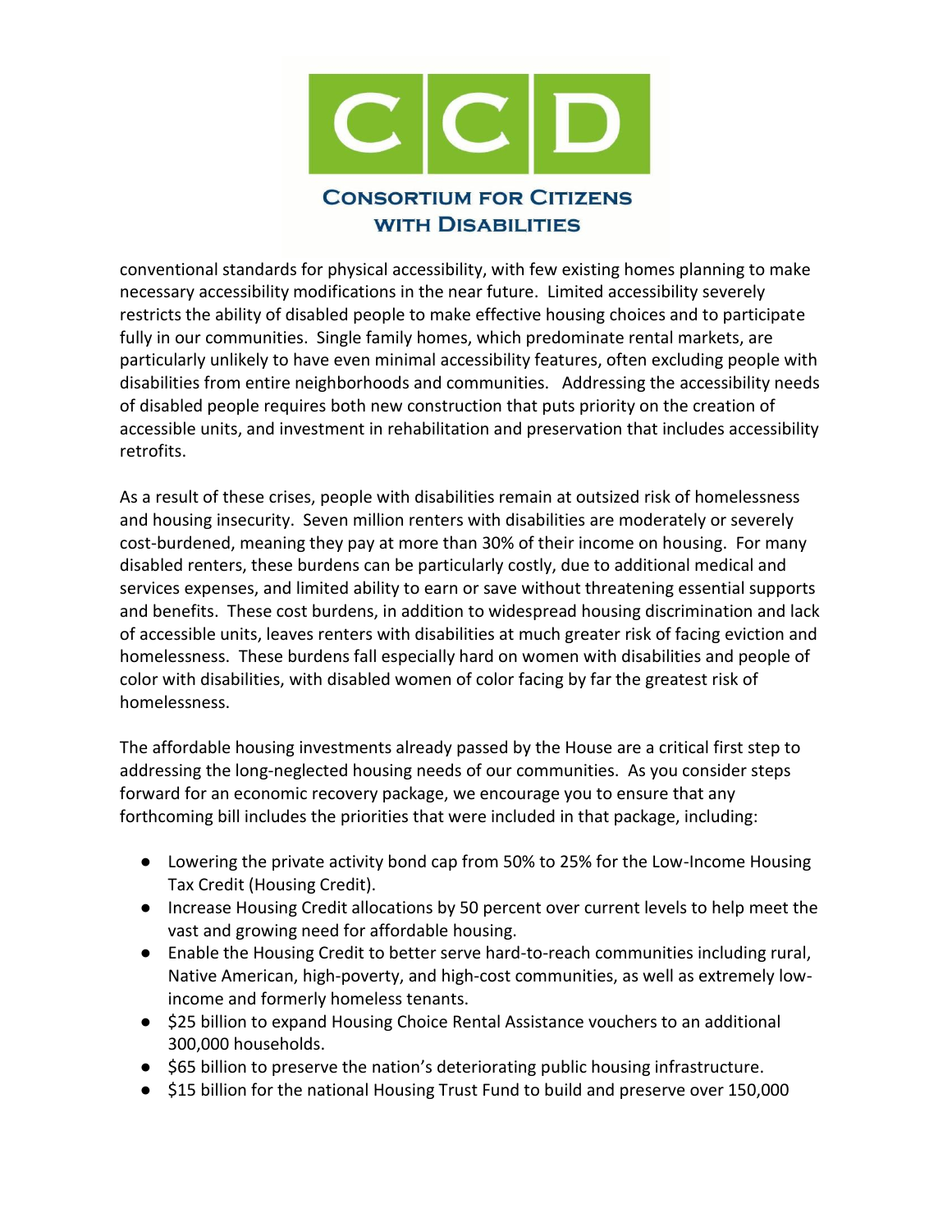conventional standards for physical accessibility, with few existing homes planning to make necessary accessibility modifications in the near future. Limited accessibility severely restricts the ability of disabled people to make effective housing choices and to participate fully in our communities. Single family homes, which predominate rental markets, are particularly unlikely to have even minimal accessibility features, often excluding people with disabilities from entire neighborhoods and communities. Addressing the accessibility needs of disabled people requires both new construction that puts priority on the creation of accessible units, and investment in rehabilitation and preservation that includes accessibility retrofits.

As a result of these crises, people with disabilities remain at outsized risk of homelessness and housing insecurity. Seven million renters with disabilities are moderately or severely cost-burdened, meaning they pay at more than 30% of their income on housing. For many disabled renters, these burdens can be particularly costly, due to additional medical and services expenses, and limited ability to earn or save without threatening essential supports and benefits. These cost burdens, in addition to widespread housing discrimination and lack of accessible units, leaves renters with disabilities at much greater risk of facing eviction and homelessness. These burdens fall especially hard on women with disabilities and people of color with disabilities, with disabled women of color facing by far the greatest risk of homelessness.

The affordable housing investments already passed by the House are a critical first step to addressing the long-neglected housing needs of our communities. As you consider steps forward for an economic recovery package, we encourage you to ensure that any forthcoming bill includes the priorities that were included in that package, including:

- Lowering the private activity bond cap from 50% to 25% for the Low-Income Housing Tax Credit (Housing Credit).
- Increase Housing Credit allocations by 50 percent over current levels to help meet the vast and growing need for affordable housing.
- Enable the Housing Credit to better serve hard-to-reach communities including rural, Native American, high-poverty, and high-cost communities, as well as extremely low-income and formerly homeless tenants.
- $25 billion to expand Housing Choice Rental Assistance vouchers to an additional 300,000 households.
- $65 billion to preserve the nation's deteriorating public housing infrastructure.
- $15 billion for the national Housing Trust Fund to build and preserve over 150,000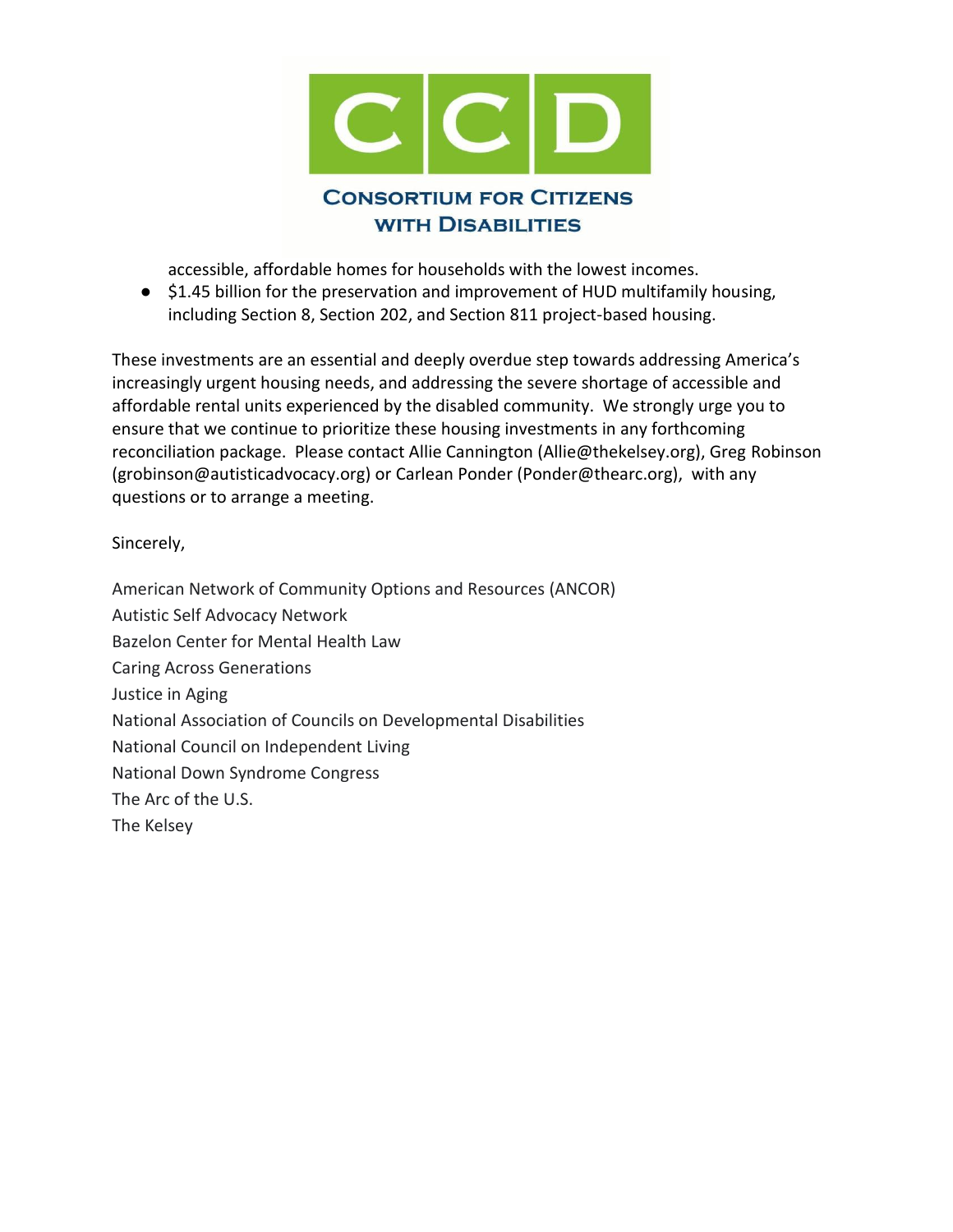# CCD

## Consortium for Citizens with Disabilities

accessible, affordable homes for households with the lowest incomes.

- $1.45 billion for the preservation and improvement of HUD multifamily housing, including Section 8, Section 202, and Section 811 project-based housing.

These investments are an essential and deeply overdue step towards addressing America's increasingly urgent housing needs, and addressing the severe shortage of accessible and affordable rental units experienced by the disabled community. We strongly urge you to ensure that we continue to prioritize these housing investments in any forthcoming reconciliation package. Please contact Allie Cannington (Allie@thekelsey.org), Greg Robinson (grobinson@autisticadvocacy.org) or Carlean Ponder (Ponder@thearc.org), with any questions or to arrange a meeting.

Sincerely,

American Network of Community Options and Resources (ANCOR)
Autistic Self Advocacy Network
Bazelon Center for Mental Health Law
Caring Across Generations
Justice in Aging
National Association of Councils on Developmental Disabilities
National Council on Independent Living
National Down Syndrome Congress
The Arc of the U.S.
The Kelsey